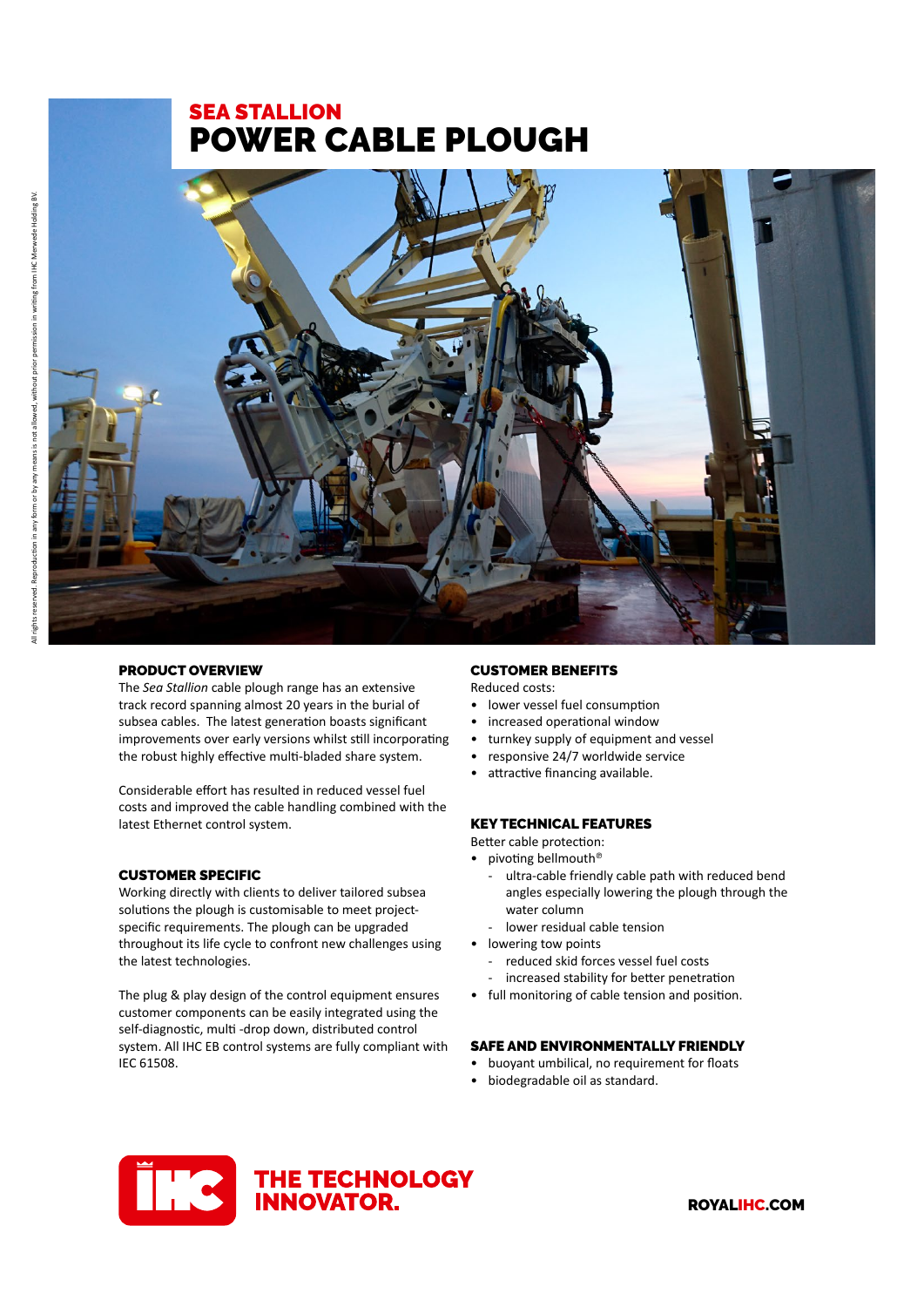# SEA STALLION
# POWER CABLE PLOUGH

## PRODUCT OVERVIEW

The *Sea Stallion* cable plough range has an extensive track record spanning almost 20 years in the burial of subsea cables. The latest generation boasts significant improvements over early versions whilst still incorporating the robust highly effective multi-bladed share system.

Considerable effort has resulted in reduced vessel fuel costs and improved the cable handling combined with the latest Ethernet control system.

## CUSTOMER SPECIFIC

Working directly with clients to deliver tailored subsea solutions the plough is customisable to meet project-specific requirements. The plough can be upgraded throughout its life cycle to confront new challenges using the latest technologies.

The plug & play design of the control equipment ensures customer components can be easily integrated using the self-diagnostic, multi -drop down, distributed control system. All IHC EB control systems are fully compliant with IEC 61508.

## CUSTOMER BENEFITS

Reduced costs:

- lower vessel fuel consumption
- increased operational window
- turnkey supply of equipment and vessel
- responsive 24/7 worldwide service
- attractive financing available.

## KEY TECHNICAL FEATURES

Better cable protection:

- pivoting bellmouth®
  - ultra-cable friendly cable path with reduced bend angles especially lowering the plough through the water column
  - lower residual cable tension
- lowering tow points
  - reduced skid forces vessel fuel costs
  - increased stability for better penetration
- full monitoring of cable tension and position.

## SAFE AND ENVIRONMENTALLY FRIENDLY

- buoyant umbilical, no requirement for floats
- biodegradable oil as standard.

THE TECHNOLOGY INNOVATOR.

ROYALIHC.COM

All rights reserved. Reproduction in any form or by any means is not allowed, without prior permission in writing from IHC Merwede Holding BV.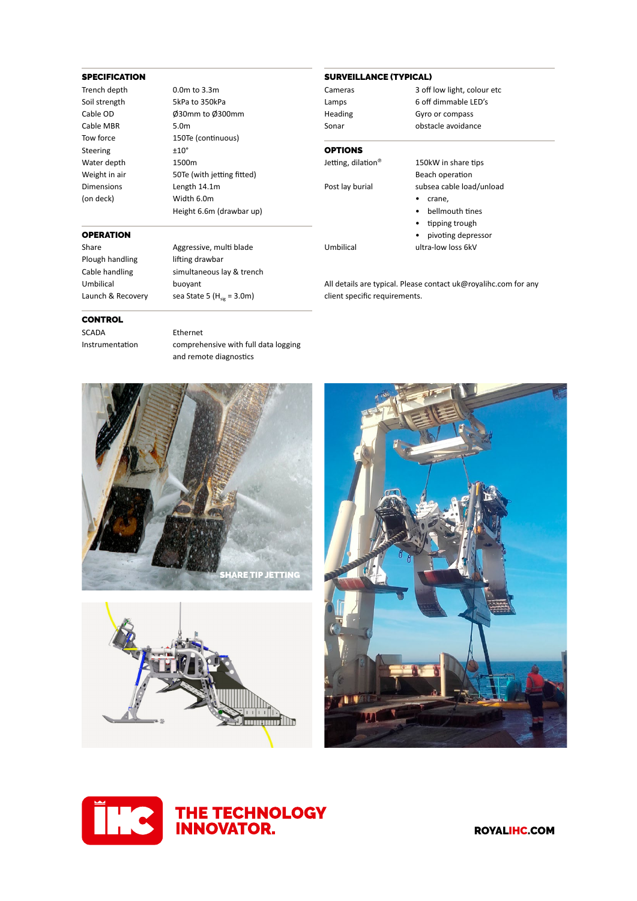## SPECIFICATION

| | |
|---|---|
| Trench depth | 0.0m to 3.3m |
| Soil strength | 5kPa to 350kPa |
| Cable OD | Ø30mm to Ø300mm |
| Cable MBR | 5.0m |
| Tow force | 150Te (continuous) |
| Steering | ±10° |
| Water depth | 1500m |
| Weight in air | 50Te (with jetting fitted) |
| Dimensions (on deck) | Length 14.1m<br>Width 6.0m<br>Height 6.6m (drawbar up) |

## OPERATION

| | |
|---|---|
| Share | Aggressive, multi blade |
| Plough handling | lifting drawbar |
| Cable handling | simultaneous lay & trench |
| Umbilical | buoyant |
| Launch & Recovery | sea State 5 ($H_{sig}$ = 3.0m) |

## CONTROL

| | |
|---|---|
| SCADA | Ethernet |
| Instrumentation | comprehensive with full data logging and remote diagnostics |

## SURVEILLANCE (TYPICAL)

| | |
|---|---|
| Cameras | 3 off low light, colour etc |
| Lamps | 6 off dimmable LED's |
| Heading | Gyro or compass |
| Sonar | obstacle avoidance |

## OPTIONS

| | |
|---|---|
| Jetting, dilation® | 150kW in share tips<br>Beach operation |
| Post lay burial | subsea cable load/unload<br>• crane,<br>• bellmouth tines<br>• tipping trough<br>• pivoting depressor |
| Umbilical | ultra-low loss 6kV |

All details are typical. Please contact uk@royalihc.com for any client specific requirements.

SHARE TIP JETTING

THE TECHNOLOGY INNOVATOR.

ROYALIHC.COM